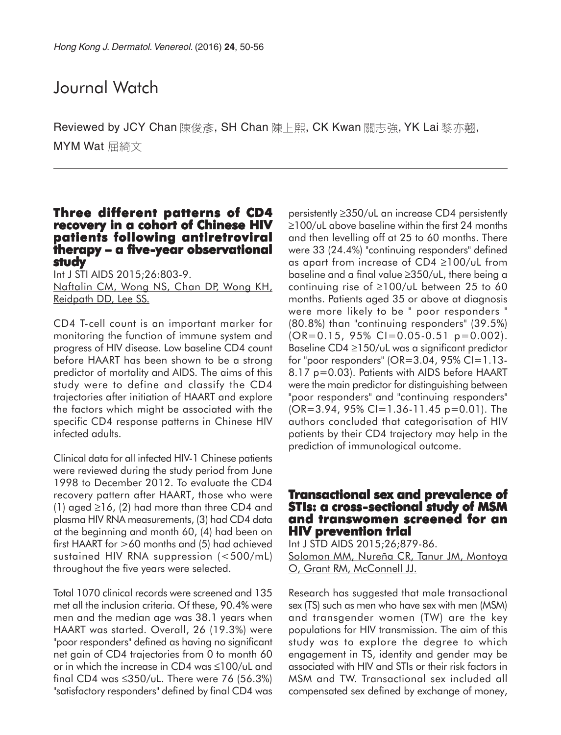# Journal Watch

Reviewed by JCY Chan 陳俊彥, SH Chan 陳上熙, CK Kwan 關志強, YK Lai 黎亦翹, MYM Wat 屈綺文

## Three different patterns of CD4 recovery in a cohort of Chinese HIV patients following antiretroviral therapy – a five-year observational study

Int J STI AIDS 2015;26:803-9.

Naftalin CM, Wong NS, Chan DP, Wong KH, Reidpath DD, Lee SS.

CD4 T-cell count is an important marker for monitoring the function of immune system and progress of HIV disease. Low baseline CD4 count before HAART has been shown to be a strong predictor of mortality and AIDS. The aims of this study were to define and classify the CD4 trajectories after initiation of HAART and explore the factors which might be associated with the specific CD4 response patterns in Chinese HIV infected adults.

Clinical data for all infected HIV-1 Chinese patients were reviewed during the study period from June 1998 to December 2012. To evaluate the CD4 recovery pattern after HAART, those who were (1) aged ≥16, (2) had more than three CD4 and plasma HIV RNA measurements, (3) had CD4 data at the beginning and month 60, (4) had been on first HAART for >60 months and (5) had achieved sustained HIV RNA suppression (<500/mL) throughout the five years were selected.

Total 1070 clinical records were screened and 135 met all the inclusion criteria. Of these, 90.4% were men and the median age was 38.1 years when HAART was started. Overall, 26 (19.3%) were "poor responders" defined as having no significant net gain of CD4 trajectories from 0 to month 60 or in which the increase in CD4 was ≤100/uL and final CD4 was ≤350/uL. There were 76 (56.3%) "satisfactory responders" defined by final CD4 was persistently ≥350/uL an increase CD4 persistently ≥100/uL above baseline within the first 24 months and then levelling off at 25 to 60 months. There were 33 (24.4%) "continuing responders" defined as apart from increase of CD4 ≥100/uL from baseline and a final value ≥350/uL, there being a continuing rise of ≥100/uL between 25 to 60 months. Patients aged 35 or above at diagnosis were more likely to be " poor responders " (80.8%) than "continuing responders" (39.5%) (OR=0.15, 95% CI=0.05-0.51 p=0.002). Baseline CD4 ≥150/uL was a significant predictor for "poor responders" (OR=3.04, 95% CI=1.13-8.17 p=0.03). Patients with AIDS before HAART were the main predictor for distinguishing between "poor responders" and "continuing responders" (OR=3.94, 95% CI=1.36-11.45 p=0.01). The authors concluded that categorisation of HIV patients by their CD4 trajectory may help in the prediction of immunological outcome.

## Transactional sex and prevalence of STIs: a cross-sectional study of MSM and transwomen screened for an HIV prevention trial

Int J STD AIDS 2015;26;879-86.

Solomon MM, Nureña CR, Tanur JM, Montoya O, Grant RM, McConnell JJ.

Research has suggested that male transactional sex (TS) such as men who have sex with men (MSM) and transgender women (TW) are the key populations for HIV transmission. The aim of this study was to explore the degree to which engagement in TS, identity and gender may be associated with HIV and STIs or their risk factors in MSM and TW. Transactional sex included all compensated sex defined by exchange of money,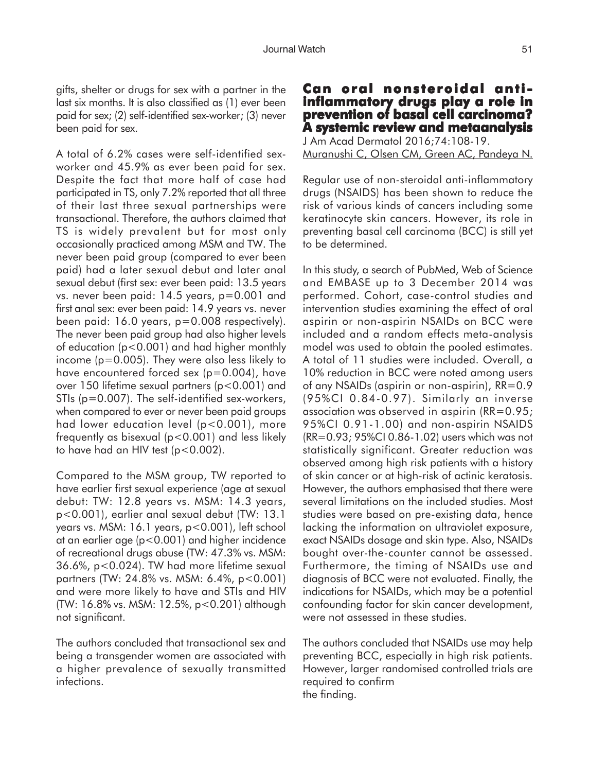gifts, shelter or drugs for sex with a partner in the last six months. It is also classified as (1) ever been paid for sex; (2) self-identified sex-worker; (3) never been paid for sex.

A total of 6.2% cases were self-identified sex-worker and 45.9% as ever been paid for sex. Despite the fact that more half of case had participated in TS, only 7.2% reported that all three of their last three sexual partnerships were transactional. Therefore, the authors claimed that TS is widely prevalent but for most only occasionally practiced among MSM and TW. The never been paid group (compared to ever been paid) had a later sexual debut and later anal sexual debut (first sex: ever been paid: 13.5 years vs. never been paid: 14.5 years, $p=0.001$ and first anal sex: ever been paid: 14.9 years vs. never been paid: 16.0 years, $p=0.008$ respectively). The never been paid group had also higher levels of education ($p<0.001$) and had higher monthly income ($p=0.005$). They were also less likely to have encountered forced sex ($p=0.004$), have over 150 lifetime sexual partners ($p<0.001$) and STIs ($p=0.007$). The self-identified sex-workers, when compared to ever or never been paid groups had lower education level ($p<0.001$), more frequently as bisexual ($p<0.001$) and less likely to have had an HIV test ($p<0.002$).

Compared to the MSM group, TW reported to have earlier first sexual experience (age at sexual debut: TW: 12.8 years vs. MSM: 14.3 years, $p<0.001$), earlier anal sexual debut (TW: 13.1 years vs. MSM: 16.1 years, $p<0.001$), left school at an earlier age ($p<0.001$) and higher incidence of recreational drugs abuse (TW: 47.3% vs. MSM: 36.6%, $p<0.024$). TW had more lifetime sexual partners (TW: 24.8% vs. MSM: 6.4%, $p<0.001$) and were more likely to have and STIs and HIV (TW: 16.8% vs. MSM: 12.5%, $p<0.201$) although not significant.

The authors concluded that transactional sex and being a transgender women are associated with a higher prevalence of sexually transmitted infections.

## Can oral nonsteroidal anti-inflammatory drugs play a role in prevention of basal cell carcinoma? A systemic review and metaanalysis

J Am Acad Dermatol 2016;74:108-19.
Muranushi C, Olsen CM, Green AC, Pandeya N.

Regular use of non-steroidal anti-inflammatory drugs (NSAIDS) has been shown to reduce the risk of various kinds of cancers including some keratinocyte skin cancers. However, its role in preventing basal cell carcinoma (BCC) is still yet to be determined.

In this study, a search of PubMed, Web of Science and EMBASE up to 3 December 2014 was performed. Cohort, case-control studies and intervention studies examining the effect of oral aspirin or non-aspirin NSAIDs on BCC were included and a random effects meta-analysis model was used to obtain the pooled estimates. A total of 11 studies were included. Overall, a 10% reduction in BCC were noted among users of any NSAIDs (aspirin or non-aspirin), RR=0.9 (95%CI 0.84-0.97). Similarly an inverse association was observed in aspirin (RR=0.95; 95%CI 0.91-1.00) and non-aspirin NSAIDS (RR=0.93; 95%CI 0.86-1.02) users which was not statistically significant. Greater reduction was observed among high risk patients with a history of skin cancer or at high-risk of actinic keratosis. However, the authors emphasised that there were several limitations on the included studies. Most studies were based on pre-existing data, hence lacking the information on ultraviolet exposure, exact NSAIDs dosage and skin type. Also, NSAIDs bought over-the-counter cannot be assessed. Furthermore, the timing of NSAIDs use and diagnosis of BCC were not evaluated. Finally, the indications for NSAIDs, which may be a potential confounding factor for skin cancer development, were not assessed in these studies.

The authors concluded that NSAIDs use may help preventing BCC, especially in high risk patients. However, larger randomised controlled trials are required to confirm the finding.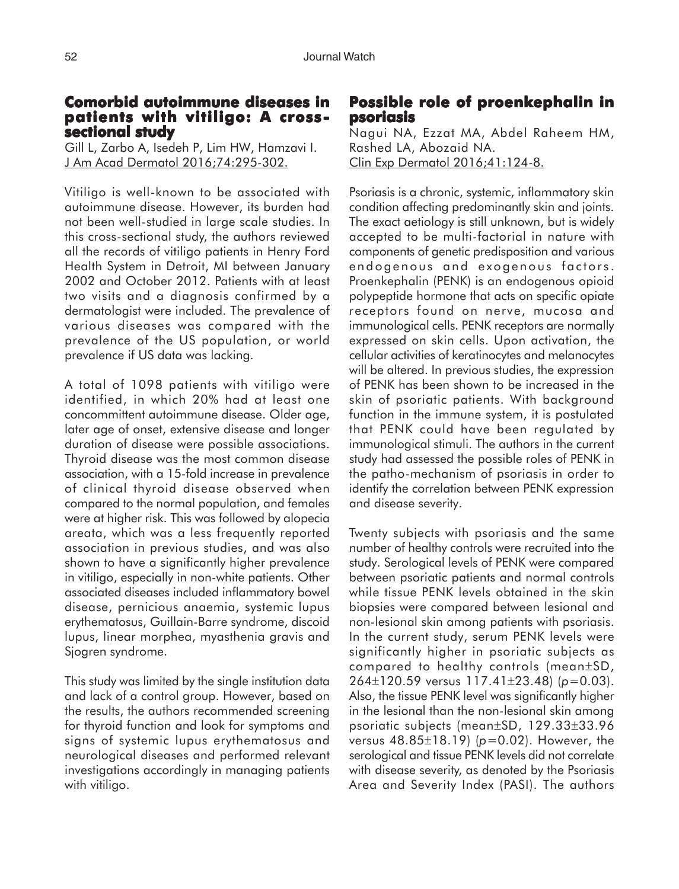## Comorbid autoimmune diseases in patients with vitiligo: A cross-sectional study

Gill L, Zarbo A, Isedeh P, Lim HW, Hamzavi I.
J Am Acad Dermatol 2016;74:295-302.

Vitiligo is well-known to be associated with autoimmune disease. However, its burden had not been well-studied in large scale studies. In this cross-sectional study, the authors reviewed all the records of vitiligo patients in Henry Ford Health System in Detroit, MI between January 2002 and October 2012. Patients with at least two visits and a diagnosis confirmed by a dermatologist were included. The prevalence of various diseases was compared with the prevalence of the US population, or world prevalence if US data was lacking.

A total of 1098 patients with vitiligo were identified, in which 20% had at least one concommittent autoimmune disease. Older age, later age of onset, extensive disease and longer duration of disease were possible associations. Thyroid disease was the most common disease association, with a 15-fold increase in prevalence of clinical thyroid disease observed when compared to the normal population, and females were at higher risk. This was followed by alopecia areata, which was a less frequently reported association in previous studies, and was also shown to have a significantly higher prevalence in vitiligo, especially in non-white patients. Other associated diseases included inflammatory bowel disease, pernicious anaemia, systemic lupus erythematosus, Guillain-Barre syndrome, discoid lupus, linear morphea, myasthenia gravis and Sjogren syndrome.

This study was limited by the single institution data and lack of a control group. However, based on the results, the authors recommended screening for thyroid function and look for symptoms and signs of systemic lupus erythematosus and neurological diseases and performed relevant investigations accordingly in managing patients with vitiligo.

## Possible role of proenkephalin in psoriasis

Nagui NA, Ezzat MA, Abdel Raheem HM, Rashed LA, Abozaid NA.
Clin Exp Dermatol 2016;41:124-8.

Psoriasis is a chronic, systemic, inflammatory skin condition affecting predominantly skin and joints. The exact aetiology is still unknown, but is widely accepted to be multi-factorial in nature with components of genetic predisposition and various endogenous and exogenous factors. Proenkephalin (PENK) is an endogenous opioid polypeptide hormone that acts on specific opiate receptors found on nerve, mucosa and immunological cells. PENK receptors are normally expressed on skin cells. Upon activation, the cellular activities of keratinocytes and melanocytes will be altered. In previous studies, the expression of PENK has been shown to be increased in the skin of psoriatic patients. With background function in the immune system, it is postulated that PENK could have been regulated by immunological stimuli. The authors in the current study had assessed the possible roles of PENK in the patho-mechanism of psoriasis in order to identify the correlation between PENK expression and disease severity.

Twenty subjects with psoriasis and the same number of healthy controls were recruited into the study. Serological levels of PENK were compared between psoriatic patients and normal controls while tissue PENK levels obtained in the skin biopsies were compared between lesional and non-lesional skin among patients with psoriasis. In the current study, serum PENK levels were significantly higher in psoriatic subjects as compared to healthy controls (mean±SD, 264±120.59 versus 117.41±23.48) ($p$=0.03). Also, the tissue PENK level was significantly higher in the lesional than the non-lesional skin among psoriatic subjects (mean±SD, 129.33±33.96 versus 48.85±18.19) ($p$=0.02). However, the serological and tissue PENK levels did not correlate with disease severity, as denoted by the Psoriasis Area and Severity Index (PASI). The authors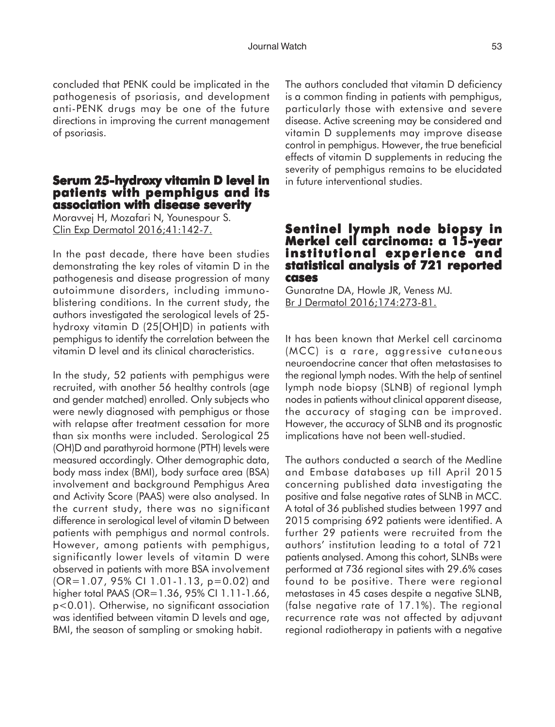concluded that PENK could be implicated in the pathogenesis of psoriasis, and development anti-PENK drugs may be one of the future directions in improving the current management of psoriasis.

## Serum 25-hydroxy vitamin D level in patients with pemphigus and its association with disease severity

Moravvej H, Mozafari N, Younespour S.
Clin Exp Dermatol 2016;41:142-7.

In the past decade, there have been studies demonstrating the key roles of vitamin D in the pathogenesis and disease progression of many autoimmune disorders, including immunoblistering conditions. In the current study, the authors investigated the serological levels of 25-hydroxy vitamin D (25[OH]D) in patients with pemphigus to identify the correlation between the vitamin D level and its clinical characteristics.

In the study, 52 patients with pemphigus were recruited, with another 56 healthy controls (age and gender matched) enrolled. Only subjects who were newly diagnosed with pemphigus or those with relapse after treatment cessation for more than six months were included. Serological 25 (OH)D and parathyroid hormone (PTH) levels were measured accordingly. Other demographic data, body mass index (BMI), body surface area (BSA) involvement and background Pemphigus Area and Activity Score (PAAS) were also analysed. In the current study, there was no significant difference in serological level of vitamin D between patients with pemphigus and normal controls. However, among patients with pemphigus, significantly lower levels of vitamin D were observed in patients with more BSA involvement (OR=1.07, 95% CI 1.01-1.13, $p=0.02$) and higher total PAAS (OR=1.36, 95% CI 1.11-1.66, $p<0.01$). Otherwise, no significant association was identified between vitamin D levels and age, BMI, the season of sampling or smoking habit.

The authors concluded that vitamin D deficiency is a common finding in patients with pemphigus, particularly those with extensive and severe disease. Active screening may be considered and vitamin D supplements may improve disease control in pemphigus. However, the true beneficial effects of vitamin D supplements in reducing the severity of pemphigus remains to be elucidated in future interventional studies.

## Sentinel lymph node biopsy in Merkel cell carcinoma: a 15-year institutional experience and statistical analysis of 721 reported cases

Gunaratne DA, Howle JR, Veness MJ.
Br J Dermatol 2016;174:273-81.

It has been known that Merkel cell carcinoma (MCC) is a rare, aggressive cutaneous neuroendocrine cancer that often metastasises to the regional lymph nodes. With the help of sentinel lymph node biopsy (SLNB) of regional lymph nodes in patients without clinical apparent disease, the accuracy of staging can be improved. However, the accuracy of SLNB and its prognostic implications have not been well-studied.

The authors conducted a search of the Medline and Embase databases up till April 2015 concerning published data investigating the positive and false negative rates of SLNB in MCC. A total of 36 published studies between 1997 and 2015 comprising 692 patients were identified. A further 29 patients were recruited from the authors' institution leading to a total of 721 patients analysed. Among this cohort, SLNBs were performed at 736 regional sites with 29.6% cases found to be positive. There were regional metastases in 45 cases despite a negative SLNB, (false negative rate of 17.1%). The regional recurrence rate was not affected by adjuvant regional radiotherapy in patients with a negative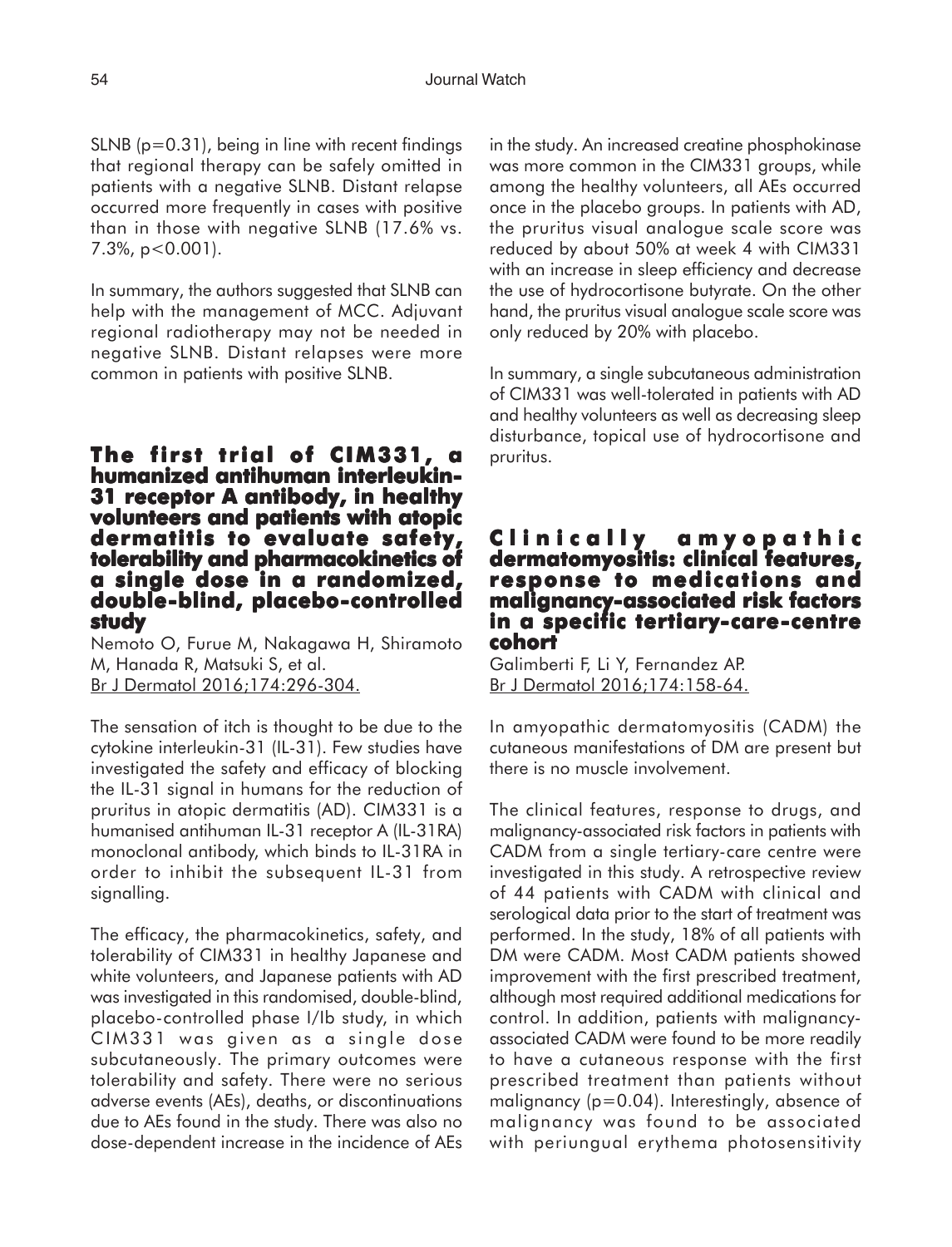SLNB ($p=0.31$), being in line with recent findings that regional therapy can be safely omitted in patients with a negative SLNB. Distant relapse occurred more frequently in cases with positive than in those with negative SLNB (17.6% vs. 7.3%, $p<0.001$).

In summary, the authors suggested that SLNB can help with the management of MCC. Adjuvant regional radiotherapy may not be needed in negative SLNB. Distant relapses were more common in patients with positive SLNB.

## The first trial of CIM331, a humanized antihuman interleukin-31 receptor A antibody, in healthy volunteers and patients with atopic dermatitis to evaluate safety, tolerability and pharmacokinetics of a single dose in a randomized, double-blind, placebo-controlled study

Nemoto O, Furue M, Nakagawa H, Shiramoto M, Hanada R, Matsuki S, et al.
Br J Dermatol 2016;174:296-304.

The sensation of itch is thought to be due to the cytokine interleukin-31 (IL-31). Few studies have investigated the safety and efficacy of blocking the IL-31 signal in humans for the reduction of pruritus in atopic dermatitis (AD). CIM331 is a humanised antihuman IL-31 receptor A (IL-31RA) monoclonal antibody, which binds to IL-31RA in order to inhibit the subsequent IL-31 from signalling.

The efficacy, the pharmacokinetics, safety, and tolerability of CIM331 in healthy Japanese and white volunteers, and Japanese patients with AD was investigated in this randomised, double-blind, placebo-controlled phase I/Ib study, in which CIM331 was given as a single dose subcutaneously. The primary outcomes were tolerability and safety. There were no serious adverse events (AEs), deaths, or discontinuations due to AEs found in the study. There was also no dose-dependent increase in the incidence of AEs in the study. An increased creatine phosphokinase was more common in the CIM331 groups, while among the healthy volunteers, all AEs occurred once in the placebo groups. In patients with AD, the pruritus visual analogue scale score was reduced by about 50% at week 4 with CIM331 with an increase in sleep efficiency and decrease the use of hydrocortisone butyrate. On the other hand, the pruritus visual analogue scale score was only reduced by 20% with placebo.

In summary, a single subcutaneous administration of CIM331 was well-tolerated in patients with AD and healthy volunteers as well as decreasing sleep disturbance, topical use of hydrocortisone and pruritus.

## Clinically amyopathic dermatomyositis: clinical features, response to medications and malignancy-associated risk factors in a specific tertiary-care-centre cohort

Galimberti F, Li Y, Fernandez AP.
Br J Dermatol 2016;174:158-64.

In amyopathic dermatomyositis (CADM) the cutaneous manifestations of DM are present but there is no muscle involvement.

The clinical features, response to drugs, and malignancy-associated risk factors in patients with CADM from a single tertiary-care centre were investigated in this study. A retrospective review of 44 patients with CADM with clinical and serological data prior to the start of treatment was performed. In the study, 18% of all patients with DM were CADM. Most CADM patients showed improvement with the first prescribed treatment, although most required additional medications for control. In addition, patients with malignancy-associated CADM were found to be more readily to have a cutaneous response with the first prescribed treatment than patients without malignancy ($p=0.04$). Interestingly, absence of malignancy was found to be associated with periungual erythema photosensitivity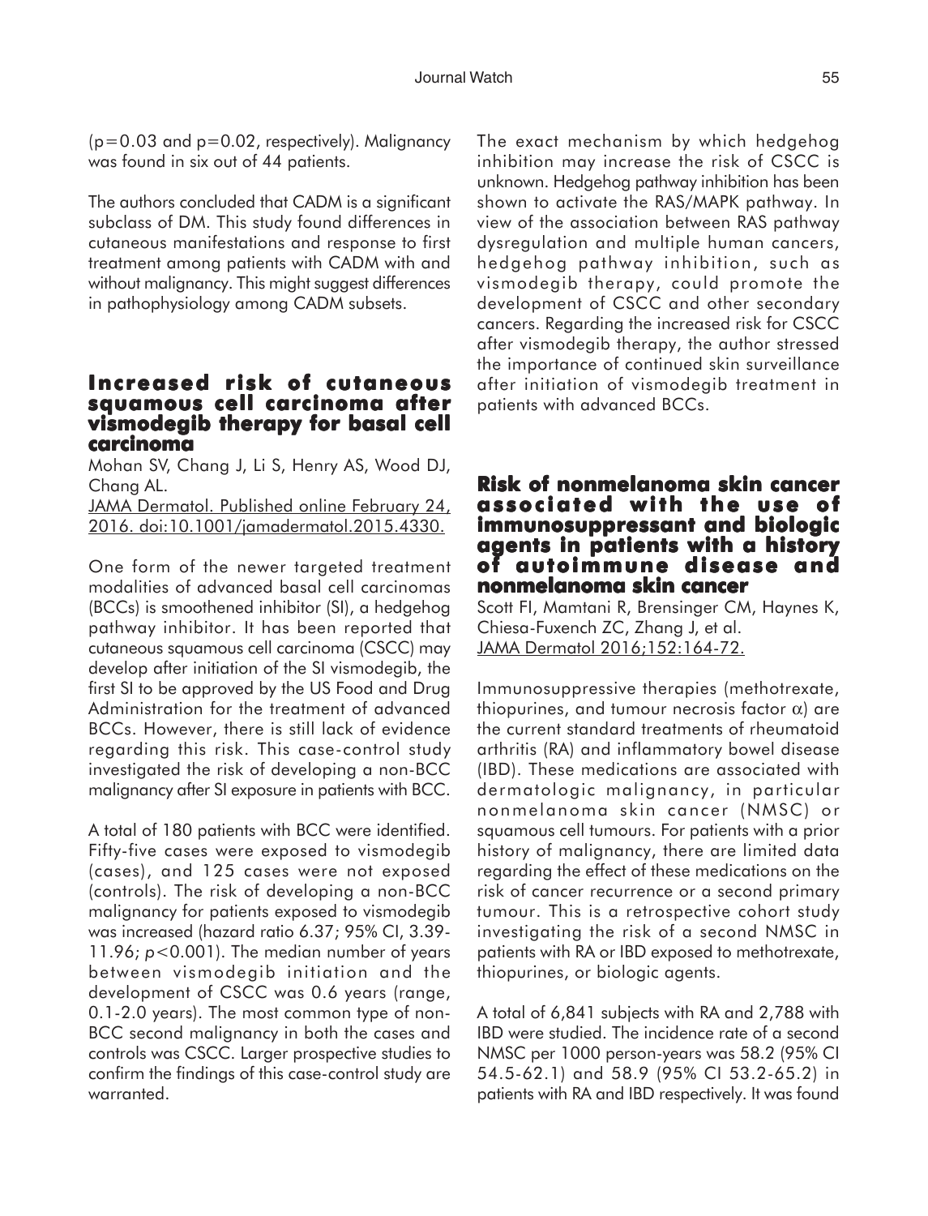($p=0.03$ and $p=0.02$, respectively). Malignancy was found in six out of 44 patients.

The authors concluded that CADM is a significant subclass of DM. This study found differences in cutaneous manifestations and response to first treatment among patients with CADM with and without malignancy. This might suggest differences in pathophysiology among CADM subsets.

## Increased risk of cutaneous squamous cell carcinoma after vismodegib therapy for basal cell carcinoma

Mohan SV, Chang J, Li S, Henry AS, Wood DJ, Chang AL.

JAMA Dermatol. Published online February 24, 2016. doi:10.1001/jamadermatol.2015.4330.

One form of the newer targeted treatment modalities of advanced basal cell carcinomas (BCCs) is smoothened inhibitor (SI), a hedgehog pathway inhibitor. It has been reported that cutaneous squamous cell carcinoma (CSCC) may develop after initiation of the SI vismodegib, the first SI to be approved by the US Food and Drug Administration for the treatment of advanced BCCs. However, there is still lack of evidence regarding this risk. This case-control study investigated the risk of developing a non-BCC malignancy after SI exposure in patients with BCC.

A total of 180 patients with BCC were identified. Fifty-five cases were exposed to vismodegib (cases), and 125 cases were not exposed (controls). The risk of developing a non-BCC malignancy for patients exposed to vismodegib was increased (hazard ratio 6.37; 95% CI, 3.39-11.96; $p<0.001$). The median number of years between vismodegib initiation and the development of CSCC was 0.6 years (range, 0.1-2.0 years). The most common type of non-BCC second malignancy in both the cases and controls was CSCC. Larger prospective studies to confirm the findings of this case-control study are warranted.

The exact mechanism by which hedgehog inhibition may increase the risk of CSCC is unknown. Hedgehog pathway inhibition has been shown to activate the RAS/MAPK pathway. In view of the association between RAS pathway dysregulation and multiple human cancers, hedgehog pathway inhibition, such as vismodegib therapy, could promote the development of CSCC and other secondary cancers. Regarding the increased risk for CSCC after vismodegib therapy, the author stressed the importance of continued skin surveillance after initiation of vismodegib treatment in patients with advanced BCCs.

## Risk of nonmelanoma skin cancer associated with the use of immunosuppressant and biologic agents in patients with a history of autoimmune disease and nonmelanoma skin cancer

Scott FI, Mamtani R, Brensinger CM, Haynes K, Chiesa-Fuxench ZC, Zhang J, et al.

JAMA Dermatol 2016;152:164-72.

Immunosuppressive therapies (methotrexate, thiopurines, and tumour necrosis factor $\alpha$) are the current standard treatments of rheumatoid arthritis (RA) and inflammatory bowel disease (IBD). These medications are associated with dermatologic malignancy, in particular nonmelanoma skin cancer (NMSC) or squamous cell tumours. For patients with a prior history of malignancy, there are limited data regarding the effect of these medications on the risk of cancer recurrence or a second primary tumour. This is a retrospective cohort study investigating the risk of a second NMSC in patients with RA or IBD exposed to methotrexate, thiopurines, or biologic agents.

A total of 6,841 subjects with RA and 2,788 with IBD were studied. The incidence rate of a second NMSC per 1000 person-years was 58.2 (95% CI 54.5-62.1) and 58.9 (95% CI 53.2-65.2) in patients with RA and IBD respectively. It was found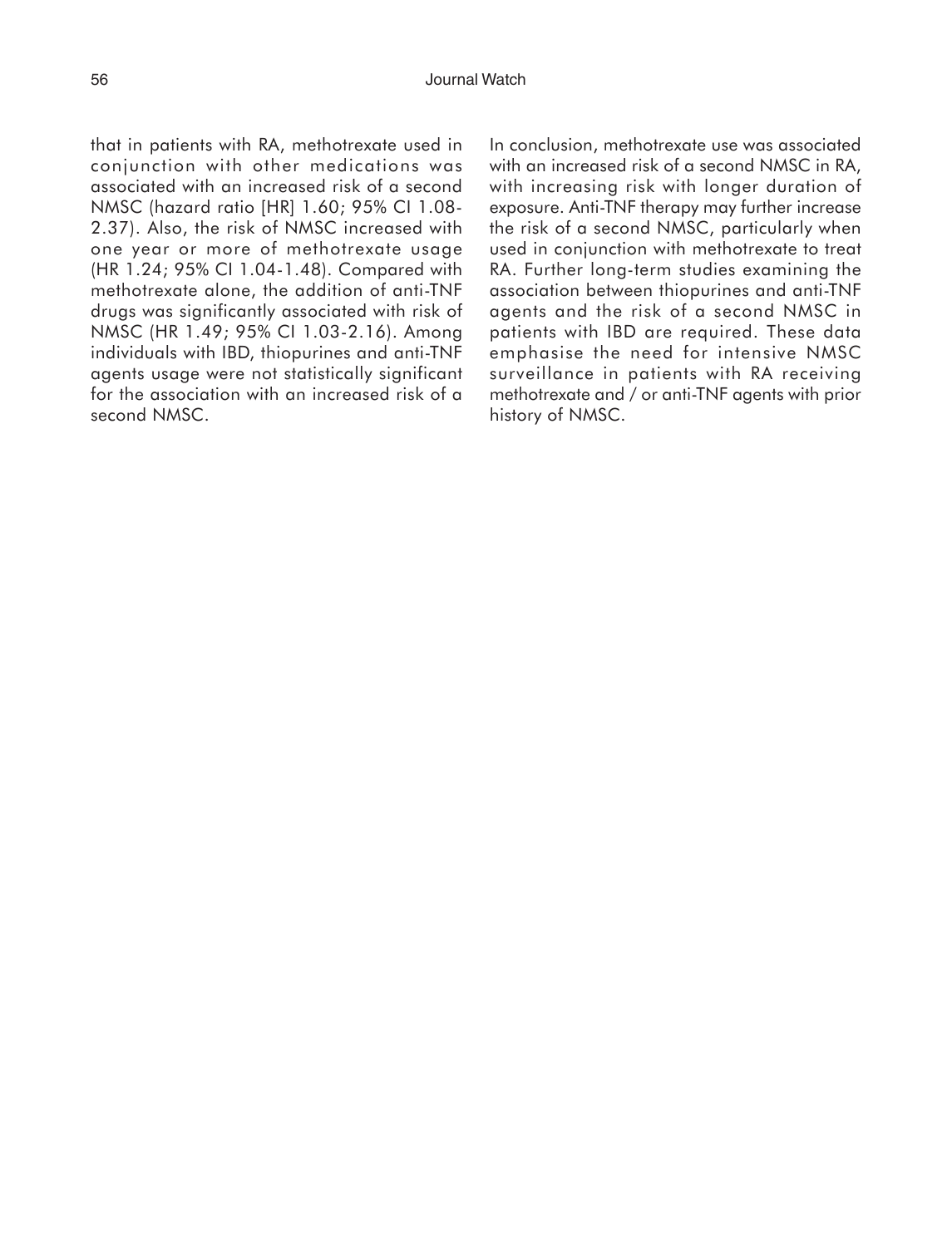that in patients with RA, methotrexate used in conjunction with other medications was associated with an increased risk of a second NMSC (hazard ratio [HR] 1.60; 95% CI 1.08-2.37). Also, the risk of NMSC increased with one year or more of methotrexate usage (HR 1.24; 95% CI 1.04-1.48). Compared with methotrexate alone, the addition of anti-TNF drugs was significantly associated with risk of NMSC (HR 1.49; 95% CI 1.03-2.16). Among individuals with IBD, thiopurines and anti-TNF agents usage were not statistically significant for the association with an increased risk of a second NMSC.

In conclusion, methotrexate use was associated with an increased risk of a second NMSC in RA, with increasing risk with longer duration of exposure. Anti-TNF therapy may further increase the risk of a second NMSC, particularly when used in conjunction with methotrexate to treat RA. Further long-term studies examining the association between thiopurines and anti-TNF agents and the risk of a second NMSC in patients with IBD are required. These data emphasise the need for intensive NMSC surveillance in patients with RA receiving methotrexate and / or anti-TNF agents with prior history of NMSC.